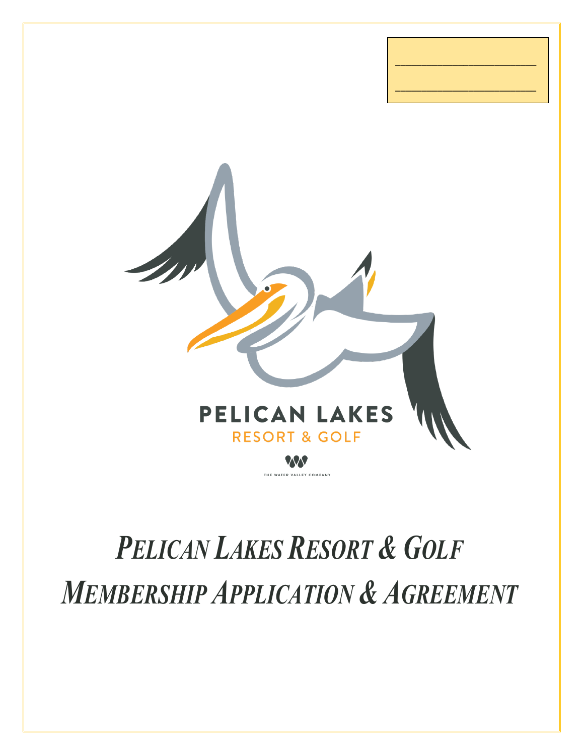\_\_\_\_\_\_\_\_\_\_\_\_\_\_\_\_\_\_\_\_

\_\_\_\_\_\_\_\_\_\_\_\_\_\_\_\_\_\_\_\_

PELICAN LAKES

RESORT & GOLF

THE WATER VALLEY COMPANY

# *PELICAN LAKES RESORT & GOLF MEMBERSHIP APPLICATION & AGREEMENT*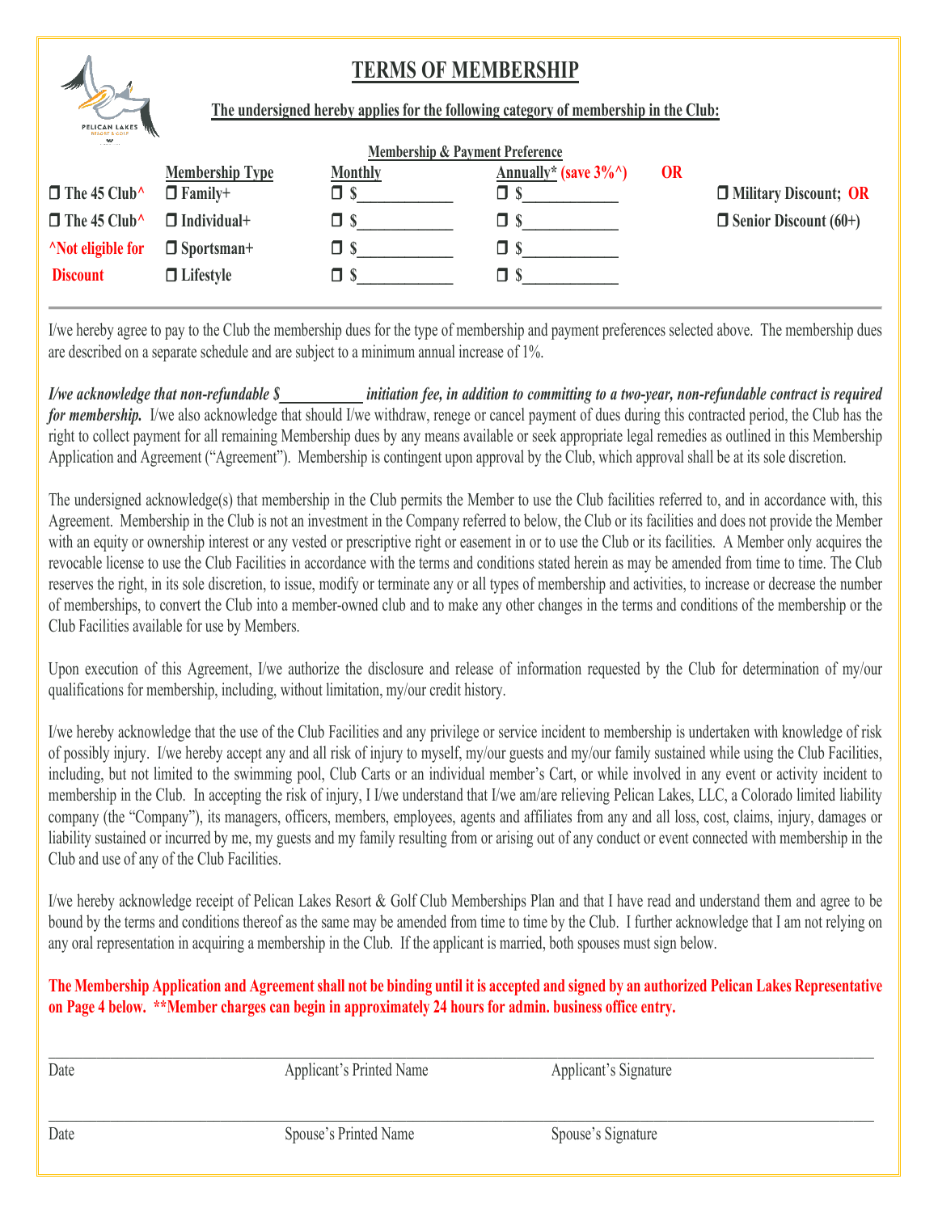# TERMS OF MEMBERSHIP

**The undersigned hereby applies for the following category of membership in the Club:**

| | Membership & Payment Preference | | | | |
|---|---|---|---|---|---|
| | **Membership Type** | **Monthly** | **Annually* (save 3%^)** | **OR** | |
| ❒ The 45 Club^ | ❒ Family+ | ❒ $____________ | ❒ $____________ | | ❒ Military Discount; **OR** |
| ❒ The 45 Club^ | ❒ Individual+ | ❒ $____________ | ❒ $____________ | | ❒ Senior Discount (60+) |
| ^Not eligible for | ❒ Sportsman+ | ❒ $____________ | ❒ $____________ | | |
| Discount | ❒ Lifestyle | ❒ $____________ | ❒ $____________ | | |

I/we hereby agree to pay to the Club the membership dues for the type of membership and payment preferences selected above. The membership dues are described on a separate schedule and are subject to a minimum annual increase of 1%.

***I/we acknowledge that non-refundable $__________ initiation fee, in addition to committing to a two-year, non-refundable contract is required for membership.*** I/we also acknowledge that should I/we withdraw, renege or cancel payment of dues during this contracted period, the Club has the right to collect payment for all remaining Membership dues by any means available or seek appropriate legal remedies as outlined in this Membership Application and Agreement ("Agreement"). Membership is contingent upon approval by the Club, which approval shall be at its sole discretion.

The undersigned acknowledge(s) that membership in the Club permits the Member to use the Club facilities referred to, and in accordance with, this Agreement. Membership in the Club is not an investment in the Company referred to below, the Club or its facilities and does not provide the Member with an equity or ownership interest or any vested or prescriptive right or easement in or to use the Club or its facilities. A Member only acquires the revocable license to use the Club Facilities in accordance with the terms and conditions stated herein as may be amended from time to time. The Club reserves the right, in its sole discretion, to issue, modify or terminate any or all types of membership and activities, to increase or decrease the number of memberships, to convert the Club into a member-owned club and to make any other changes in the terms and conditions of the membership or the Club Facilities available for use by Members.

Upon execution of this Agreement, I/we authorize the disclosure and release of information requested by the Club for determination of my/our qualifications for membership, including, without limitation, my/our credit history.

I/we hereby acknowledge that the use of the Club Facilities and any privilege or service incident to membership is undertaken with knowledge of risk of possibly injury. I/we hereby accept any and all risk of injury to myself, my/our guests and my/our family sustained while using the Club Facilities, including, but not limited to the swimming pool, Club Carts or an individual member's Cart, or while involved in any event or activity incident to membership in the Club. In accepting the risk of injury, I I/we understand that I/we am/are relieving Pelican Lakes, LLC, a Colorado limited liability company (the "Company"), its managers, officers, members, employees, agents and affiliates from any and all loss, cost, claims, injury, damages or liability sustained or incurred by me, my guests and my family resulting from or arising out of any conduct or event connected with membership in the Club and use of any of the Club Facilities.

I/we hereby acknowledge receipt of Pelican Lakes Resort & Golf Club Memberships Plan and that I have read and understand them and agree to be bound by the terms and conditions thereof as the same may be amended from time to time by the Club. I further acknowledge that I am not relying on any oral representation in acquiring a membership in the Club. If the applicant is married, both spouses must sign below.

**The Membership Application and Agreement shall not be binding until it is accepted and signed by an authorized Pelican Lakes Representative on Page 4 below. **Member charges can begin in approximately 24 hours for admin. business office entry.**

_______________________________________________________________________________________

Date　　　　　　　　Applicant's Printed Name　　　　　　　　Applicant's Signature

_______________________________________________________________________________________

Date　　　　　　　　Spouse's Printed Name　　　　　　　　Spouse's Signature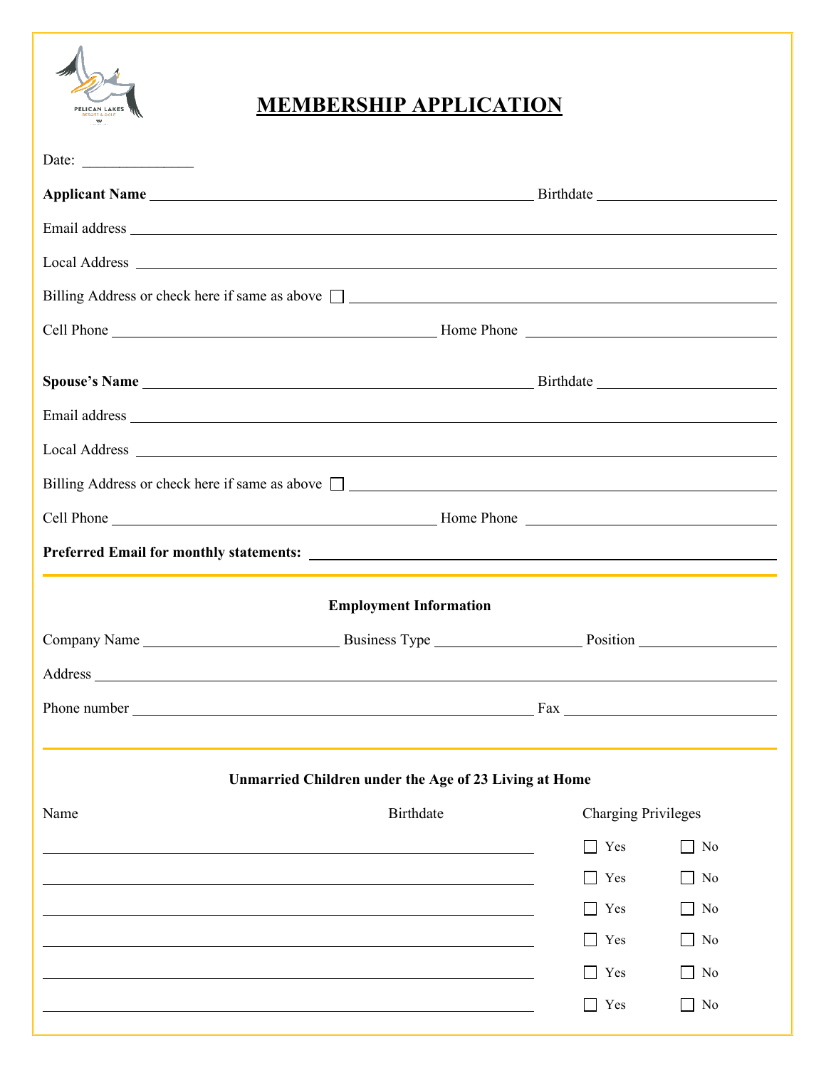# MEMBERSHIP APPLICATION

Date: _______________

**Applicant Name** ____________________________________________ Birthdate ______________________

Email address ____________________________________________________________________________

Local Address ____________________________________________________________________________

Billing Address or check here if same as above ☐ ________________________________________________

Cell Phone ______________________________________ Home Phone ______________________________

**Spouse's Name** ____________________________________________ Birthdate ______________________

Email address ____________________________________________________________________________

Local Address ____________________________________________________________________________

Billing Address or check here if same as above ☐ ________________________________________________

Cell Phone ______________________________________ Home Phone ______________________________

**Preferred Email for monthly statements:** ________________________________________________________

---

**Employment Information**

Company Name ________________________ Business Type ____________________ Position __________________

Address __________________________________________________________________________________

Phone number ____________________________________________ Fax ____________________________

---

**Unmarried Children under the Age of 23 Living at Home**

| Name | Birthdate | Charging Privileges | |
|---|---|---|---|
| | | ☐ Yes | ☐ No |
| | | ☐ Yes | ☐ No |
| | | ☐ Yes | ☐ No |
| | | ☐ Yes | ☐ No |
| | | ☐ Yes | ☐ No |
| | | ☐ Yes | ☐ No |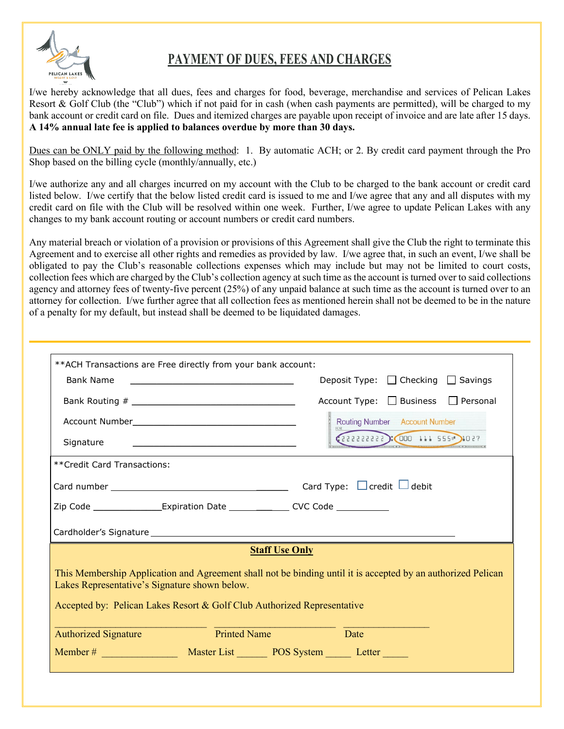# PAYMENT OF DUES, FEES AND CHARGES

I/we hereby acknowledge that all dues, fees and charges for food, beverage, merchandise and services of Pelican Lakes Resort & Golf Club (the "Club") which if not paid for in cash (when cash payments are permitted), will be charged to my bank account or credit card on file. Dues and itemized charges are payable upon receipt of invoice and are late after 15 days. **A 14% annual late fee is applied to balances overdue by more than 30 days.**

Dues can be ONLY paid by the following method: 1. By automatic ACH; or 2. By credit card payment through the Pro Shop based on the billing cycle (monthly/annually, etc.)

I/we authorize any and all charges incurred on my account with the Club to be charged to the bank account or credit card listed below. I/we certify that the below listed credit card is issued to me and I/we agree that any and all disputes with my credit card on file with the Club will be resolved within one week. Further, I/we agree to update Pelican Lakes with any changes to my bank account routing or account numbers or credit card numbers.

Any material breach or violation of a provision or provisions of this Agreement shall give the Club the right to terminate this Agreement and to exercise all other rights and remedies as provided by law. I/we agree that, in such an event, I/we shall be obligated to pay the Club's reasonable collections expenses which may include but may not be limited to court costs, collection fees which are charged by the Club's collection agency at such time as the account is turned over to said collections agency and attorney fees of twenty-five percent (25%) of any unpaid balance at such time as the account is turned over to an attorney for collection. I/we further agree that all collection fees as mentioned herein shall not be deemed to be in the nature of a penalty for my default, but instead shall be deemed to be liquidated damages.

---

**ACH Transactions are Free directly from your bank account:

Bank Name ______________________________ Deposit Type: ☐ Checking ☐ Savings

Bank Routing # ______________________________ Account Type: ☐ Business ☐ Personal

Account Number______________________________

Routing Number Account Number

Signature ______________________________

**Credit Card Transactions:

Card number ______________________________ Card Type: ☐ credit ☐ debit

Zip Code ____________ Expiration Date ____________ CVC Code __________

Cardholder's Signature ________________________________________________________

**Staff Use Only**

This Membership Application and Agreement shall not be binding until it is accepted by an authorized Pelican Lakes Representative's Signature shown below.

Accepted by: Pelican Lakes Resort & Golf Club Authorized Representative

______________________________ ______________________________ ________________

Authorized Signature Printed Name Date

Member # _______________ Master List ______ POS System _____ Letter _____